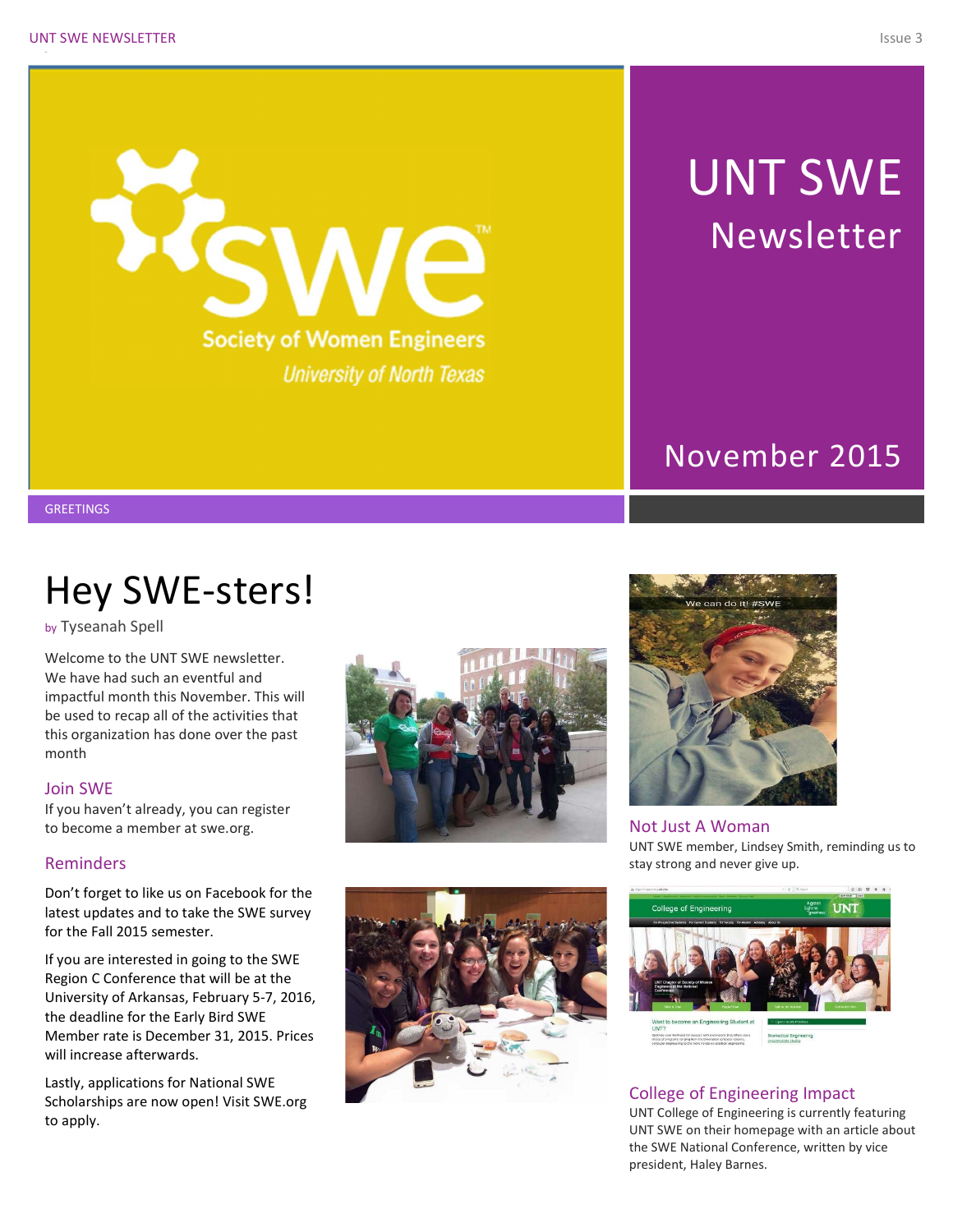# UNT SWE Newsletter

November 2015

GREETINGS

# Hey SWE-sters!

by Tyseanah Spell

Welcome to the UNT SWE newsletter. We have had such an eventful and impactful month this November. This will be used to recap all of the activities that this organization has done over the past month

## Join SWE

If you haven't already, you can register to become a member at swe.org.

## Reminders

Don't forget to like us on Facebook for the latest updates and to take the SWE survey for the Fall 2015 semester.

If you are interested in going to the SWE Region C Conference that will be at the University of Arkansas, February 5-7, 2016, the deadline for the Early Bird SWE Member rate is December 31, 2015. Prices will increase afterwards.

Lastly, applications for National SWE Scholarships are now open! Visit SWE.org to apply.

## Not Just A Woman

UNT SWE member, Lindsey Smith, reminding us to stay strong and never give up.

## College of Engineering Impact

UNT College of Engineering is currently featuring UNT SWE on their homepage with an article about the SWE National Conference, written by vice president, Haley Barnes.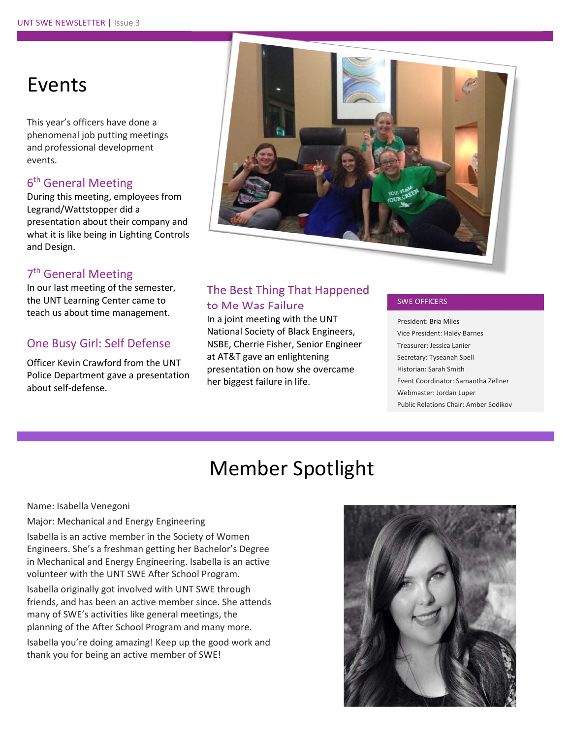# Events

This year's officers have done a phenomenal job putting meetings and professional development events.

## 6th General Meeting

During this meeting, employees from Legrand/Wattstopper did a presentation about their company and what it is like being in Lighting Controls and Design.

## 7th General Meeting

In our last meeting of the semester, the UNT Learning Center came to teach us about time management.

## One Busy Girl: Self Defense

Officer Kevin Crawford from the UNT Police Department gave a presentation about self-defense.

## The Best Thing That Happened to Me Was Failure

In a joint meeting with the UNT National Society of Black Engineers, NSBE, Cherrie Fisher, Senior Engineer at AT&T gave an enlightening presentation on how she overcame her biggest failure in life.

### SWE OFFICERS

- President: Bria Miles
- Vice President: Haley Barnes
- Treasurer: Jessica Lanier
- Secretary: Tyseanah Spell
- Historian: Sarah Smith
- Event Coordinator: Samantha Zellner
- Webmaster: Jordan Luper
- Public Relations Chair: Amber Sodikov

# Member Spotlight

Name: Isabella Venegoni

Major: Mechanical and Energy Engineering

Isabella is an active member in the Society of Women Engineers. She's a freshman getting her Bachelor's Degree in Mechanical and Energy Engineering. Isabella is an active volunteer with the UNT SWE After School Program.

Isabella originally got involved with UNT SWE through friends, and has been an active member since. She attends many of SWE's activities like general meetings, the planning of the After School Program and many more.

Isabella you're doing amazing! Keep up the good work and thank you for being an active member of SWE!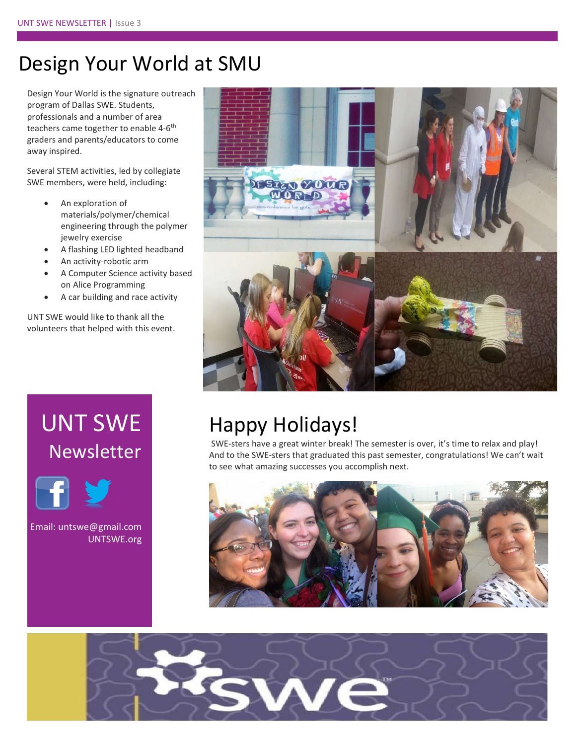# Design Your World at SMU

Design Your World is the signature outreach program of Dallas SWE. Students, professionals and a number of area teachers came together to enable 4-6th graders and parents/educators to come away inspired.

Several STEM activities, led by collegiate SWE members, were held, including:

- An exploration of materials/polymer/chemical engineering through the polymer jewelry exercise
- A flashing LED lighted headband
- An activity-robotic arm
- A Computer Science activity based on Alice Programming
- A car building and race activity

UNT SWE would like to thank all the volunteers that helped with this event.

# UNT SWE Newsletter

Email: untswe@gmail.com
UNTSWE.org

# Happy Holidays!

SWE-sters have a great winter break! The semester is over, it's time to relax and play! And to the SWE-sters that graduated this past semester, congratulations! We can't wait to see what amazing successes you accomplish next.